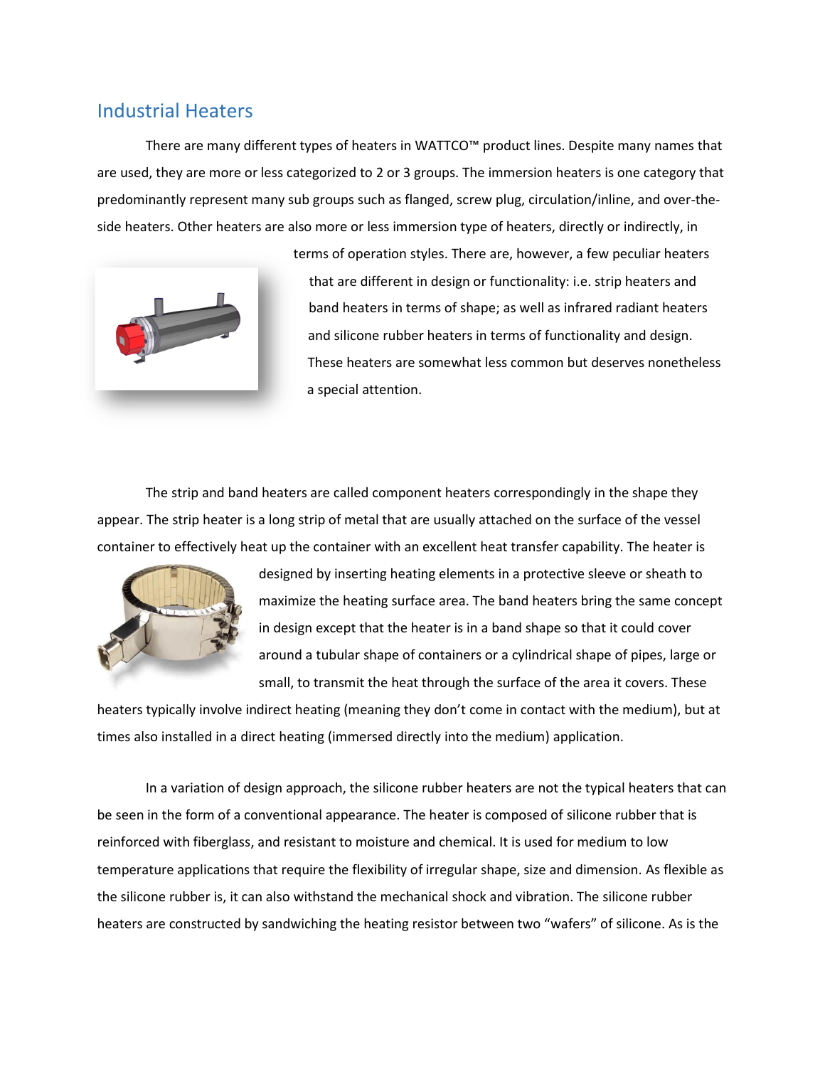## Industrial Heaters

There are many different types of heaters in WATTCO™ product lines. Despite many names that are used, they are more or less categorized to 2 or 3 groups. The immersion heaters is one category that predominantly represent many sub groups such as flanged, screw plug, circulation/inline, and over-the-side heaters. Other heaters are also more or less immersion type of heaters, directly or indirectly, in terms of operation styles. There are, however, a few peculiar heaters that are different in design or functionality: i.e. strip heaters and band heaters in terms of shape; as well as infrared radiant heaters and silicone rubber heaters in terms of functionality and design. These heaters are somewhat less common but deserves nonetheless a special attention.

The strip and band heaters are called component heaters correspondingly in the shape they appear. The strip heater is a long strip of metal that are usually attached on the surface of the vessel container to effectively heat up the container with an excellent heat transfer capability. The heater is designed by inserting heating elements in a protective sleeve or sheath to maximize the heating surface area. The band heaters bring the same concept in design except that the heater is in a band shape so that it could cover around a tubular shape of containers or a cylindrical shape of pipes, large or small, to transmit the heat through the surface of the area it covers. These heaters typically involve indirect heating (meaning they don't come in contact with the medium), but at times also installed in a direct heating (immersed directly into the medium) application.

In a variation of design approach, the silicone rubber heaters are not the typical heaters that can be seen in the form of a conventional appearance. The heater is composed of silicone rubber that is reinforced with fiberglass, and resistant to moisture and chemical. It is used for medium to low temperature applications that require the flexibility of irregular shape, size and dimension. As flexible as the silicone rubber is, it can also withstand the mechanical shock and vibration. The silicone rubber heaters are constructed by sandwiching the heating resistor between two "wafers" of silicone. As is the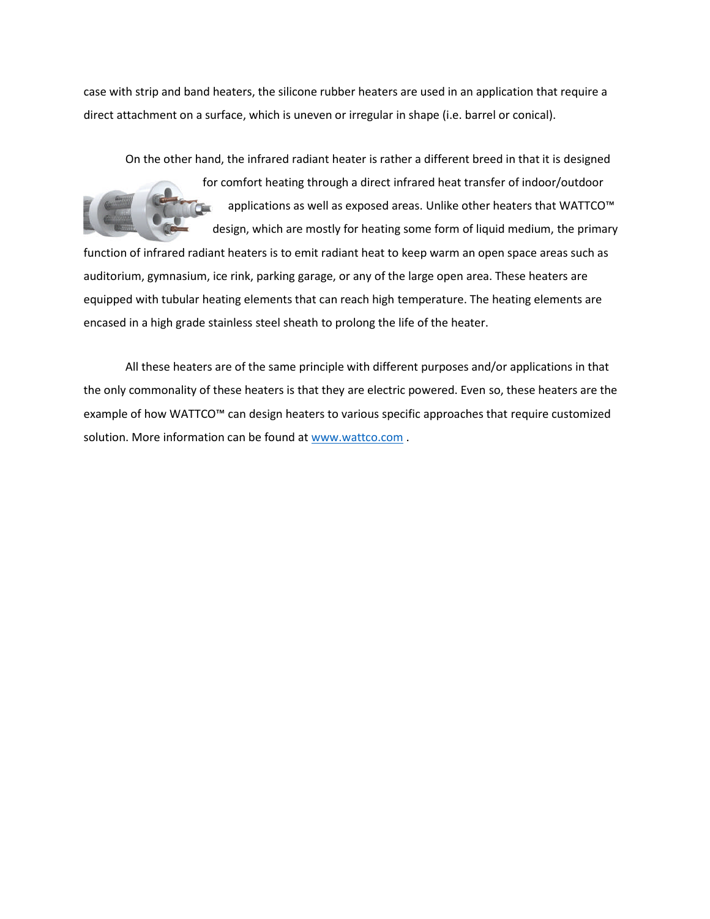case with strip and band heaters, the silicone rubber heaters are used in an application that require a direct attachment on a surface, which is uneven or irregular in shape (i.e. barrel or conical).

On the other hand, the infrared radiant heater is rather a different breed in that it is designed for comfort heating through a direct infrared heat transfer of indoor/outdoor applications as well as exposed areas. Unlike other heaters that WATTCO™ design, which are mostly for heating some form of liquid medium, the primary function of infrared radiant heaters is to emit radiant heat to keep warm an open space areas such as auditorium, gymnasium, ice rink, parking garage, or any of the large open area. These heaters are equipped with tubular heating elements that can reach high temperature. The heating elements are encased in a high grade stainless steel sheath to prolong the life of the heater.

All these heaters are of the same principle with different purposes and/or applications in that the only commonality of these heaters is that they are electric powered. Even so, these heaters are the example of how WATTCO™ can design heaters to various specific approaches that require customized solution. More information can be found at [www.wattco.com](http://www.wattco.com) .